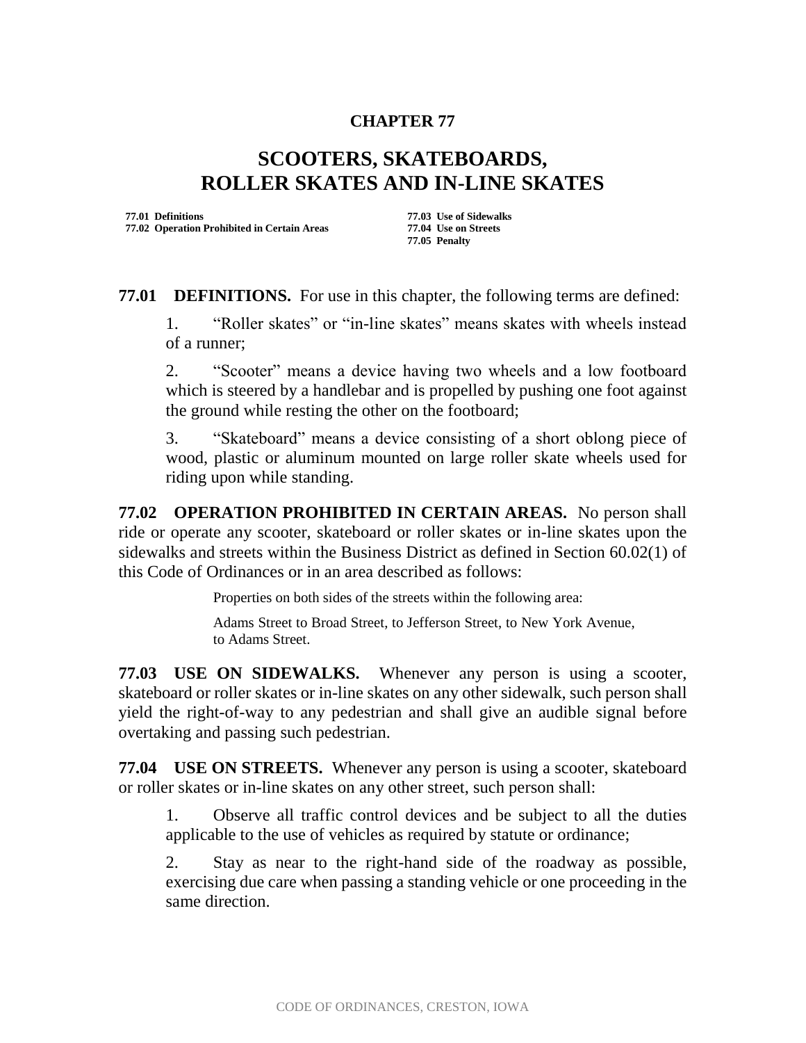# CHAPTER 77

# SCOOTERS, SKATEBOARDS, ROLLER SKATES AND IN-LINE SKATES

**77.01 Definitions**
**77.02 Operation Prohibited in Certain Areas**
**77.03 Use of Sidewalks**
**77.04 Use on Streets**
**77.05 Penalty**

**77.01 DEFINITIONS.** For use in this chapter, the following terms are defined:

1. "Roller skates" or "in-line skates" means skates with wheels instead of a runner;

2. "Scooter" means a device having two wheels and a low footboard which is steered by a handlebar and is propelled by pushing one foot against the ground while resting the other on the footboard;

3. "Skateboard" means a device consisting of a short oblong piece of wood, plastic or aluminum mounted on large roller skate wheels used for riding upon while standing.

**77.02 OPERATION PROHIBITED IN CERTAIN AREAS.** No person shall ride or operate any scooter, skateboard or roller skates or in-line skates upon the sidewalks and streets within the Business District as defined in Section 60.02(1) of this Code of Ordinances or in an area described as follows:

> Properties on both sides of the streets within the following area:
>
> Adams Street to Broad Street, to Jefferson Street, to New York Avenue, to Adams Street.

**77.03 USE ON SIDEWALKS.** Whenever any person is using a scooter, skateboard or roller skates or in-line skates on any other sidewalk, such person shall yield the right-of-way to any pedestrian and shall give an audible signal before overtaking and passing such pedestrian.

**77.04 USE ON STREETS.** Whenever any person is using a scooter, skateboard or roller skates or in-line skates on any other street, such person shall:

1. Observe all traffic control devices and be subject to all the duties applicable to the use of vehicles as required by statute or ordinance;

2. Stay as near to the right-hand side of the roadway as possible, exercising due care when passing a standing vehicle or one proceeding in the same direction.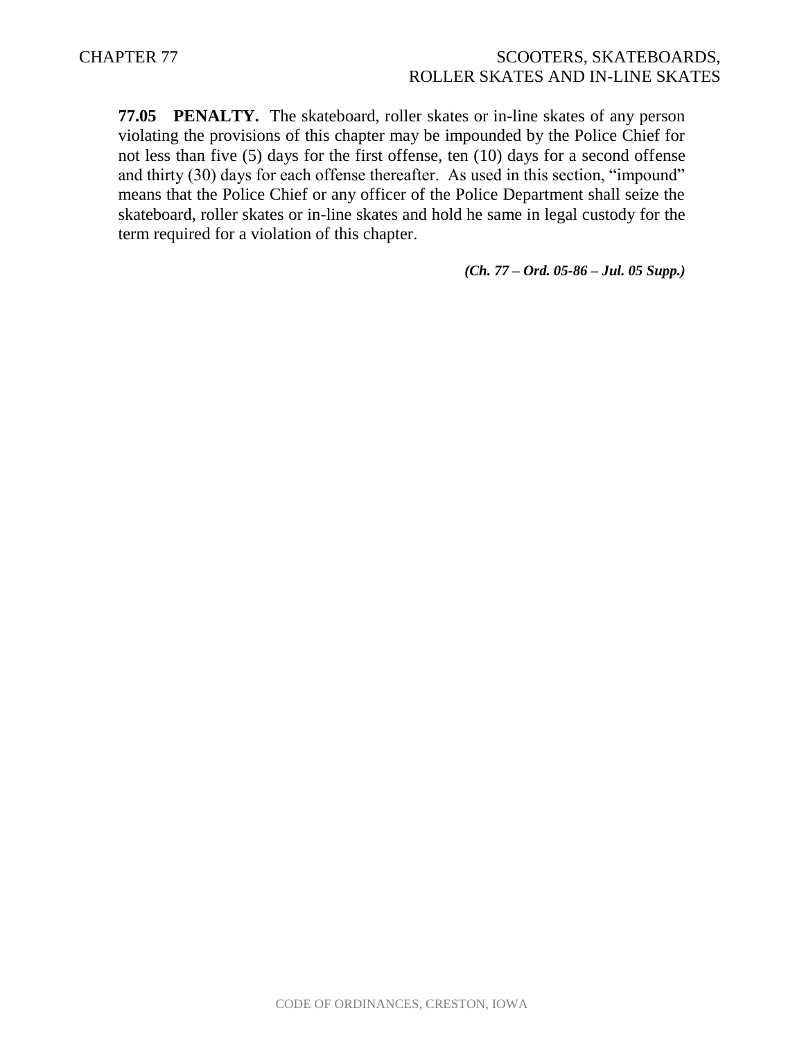**77.05 PENALTY.** The skateboard, roller skates or in-line skates of any person violating the provisions of this chapter may be impounded by the Police Chief for not less than five (5) days for the first offense, ten (10) days for a second offense and thirty (30) days for each offense thereafter. As used in this section, "impound" means that the Police Chief or any officer of the Police Department shall seize the skateboard, roller skates or in-line skates and hold he same in legal custody for the term required for a violation of this chapter.

***(Ch. 77 – Ord. 05-86 – Jul. 05 Supp.)***